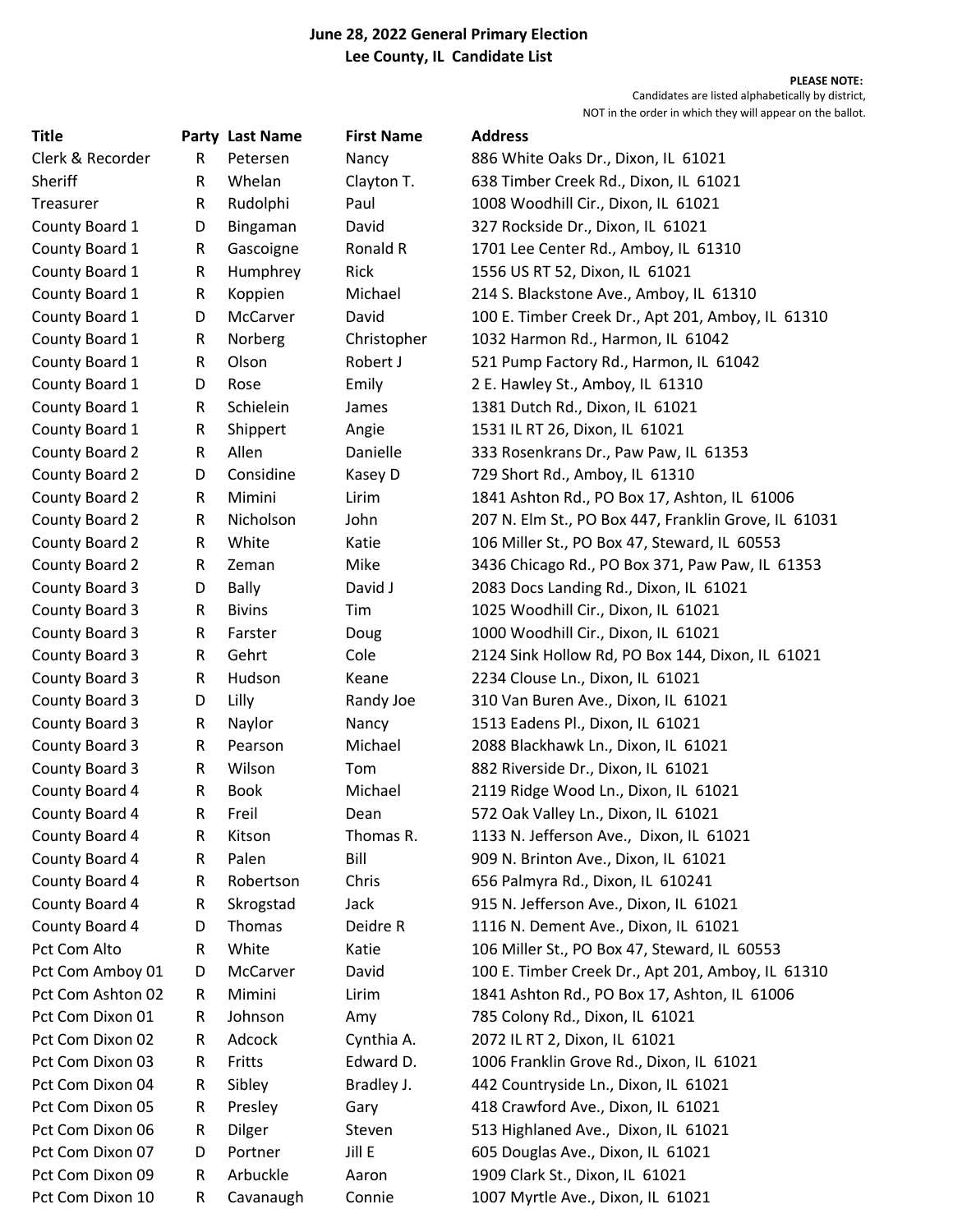**June 28, 2022 General Primary Election**
**Lee County, IL Candidate List**

**PLEASE NOTE:**
Candidates are listed alphabetically by district,
NOT in the order in which they will appear on the ballot.

| Title | Party | Last Name | First Name | Address |
|---|---|---|---|---|
| Clerk & Recorder | R | Petersen | Nancy | 886 White Oaks Dr., Dixon, IL 61021 |
| Sheriff | R | Whelan | Clayton T. | 638 Timber Creek Rd., Dixon, IL 61021 |
| Treasurer | R | Rudolphi | Paul | 1008 Woodhill Cir., Dixon, IL 61021 |
| County Board 1 | D | Bingaman | David | 327 Rockside Dr., Dixon, IL 61021 |
| County Board 1 | R | Gascoigne | Ronald R | 1701 Lee Center Rd., Amboy, IL 61310 |
| County Board 1 | R | Humphrey | Rick | 1556 US RT 52, Dixon, IL 61021 |
| County Board 1 | R | Koppien | Michael | 214 S. Blackstone Ave., Amboy, IL 61310 |
| County Board 1 | D | McCarver | David | 100 E. Timber Creek Dr., Apt 201, Amboy, IL 61310 |
| County Board 1 | R | Norberg | Christopher | 1032 Harmon Rd., Harmon, IL 61042 |
| County Board 1 | R | Olson | Robert J | 521 Pump Factory Rd., Harmon, IL 61042 |
| County Board 1 | D | Rose | Emily | 2 E. Hawley St., Amboy, IL 61310 |
| County Board 1 | R | Schielein | James | 1381 Dutch Rd., Dixon, IL 61021 |
| County Board 1 | R | Shippert | Angie | 1531 IL RT 26, Dixon, IL 61021 |
| County Board 2 | R | Allen | Danielle | 333 Rosenkrans Dr., Paw Paw, IL 61353 |
| County Board 2 | D | Considine | Kasey D | 729 Short Rd., Amboy, IL 61310 |
| County Board 2 | R | Mimini | Lirim | 1841 Ashton Rd., PO Box 17, Ashton, IL 61006 |
| County Board 2 | R | Nicholson | John | 207 N. Elm St., PO Box 447, Franklin Grove, IL 61031 |
| County Board 2 | R | White | Katie | 106 Miller St., PO Box 47, Steward, IL 60553 |
| County Board 2 | R | Zeman | Mike | 3436 Chicago Rd., PO Box 371, Paw Paw, IL 61353 |
| County Board 3 | D | Bally | David J | 2083 Docs Landing Rd., Dixon, IL 61021 |
| County Board 3 | R | Bivins | Tim | 1025 Woodhill Cir., Dixon, IL 61021 |
| County Board 3 | R | Farster | Doug | 1000 Woodhill Cir., Dixon, IL 61021 |
| County Board 3 | R | Gehrt | Cole | 2124 Sink Hollow Rd, PO Box 144, Dixon, IL 61021 |
| County Board 3 | R | Hudson | Keane | 2234 Clouse Ln., Dixon, IL 61021 |
| County Board 3 | D | Lilly | Randy Joe | 310 Van Buren Ave., Dixon, IL 61021 |
| County Board 3 | R | Naylor | Nancy | 1513 Eadens Pl., Dixon, IL 61021 |
| County Board 3 | R | Pearson | Michael | 2088 Blackhawk Ln., Dixon, IL 61021 |
| County Board 3 | R | Wilson | Tom | 882 Riverside Dr., Dixon, IL 61021 |
| County Board 4 | R | Book | Michael | 2119 Ridge Wood Ln., Dixon, IL 61021 |
| County Board 4 | R | Freil | Dean | 572 Oak Valley Ln., Dixon, IL 61021 |
| County Board 4 | R | Kitson | Thomas R. | 1133 N. Jefferson Ave., Dixon, IL 61021 |
| County Board 4 | R | Palen | Bill | 909 N. Brinton Ave., Dixon, IL 61021 |
| County Board 4 | R | Robertson | Chris | 656 Palmyra Rd., Dixon, IL 610241 |
| County Board 4 | R | Skrogstad | Jack | 915 N. Jefferson Ave., Dixon, IL 61021 |
| County Board 4 | D | Thomas | Deidre R | 1116 N. Dement Ave., Dixon, IL 61021 |
| Pct Com Alto | R | White | Katie | 106 Miller St., PO Box 47, Steward, IL 60553 |
| Pct Com Amboy 01 | D | McCarver | David | 100 E. Timber Creek Dr., Apt 201, Amboy, IL 61310 |
| Pct Com Ashton 02 | R | Mimini | Lirim | 1841 Ashton Rd., PO Box 17, Ashton, IL 61006 |
| Pct Com Dixon 01 | R | Johnson | Amy | 785 Colony Rd., Dixon, IL 61021 |
| Pct Com Dixon 02 | R | Adcock | Cynthia A. | 2072 IL RT 2, Dixon, IL 61021 |
| Pct Com Dixon 03 | R | Fritts | Edward D. | 1006 Franklin Grove Rd., Dixon, IL 61021 |
| Pct Com Dixon 04 | R | Sibley | Bradley J. | 442 Countryside Ln., Dixon, IL 61021 |
| Pct Com Dixon 05 | R | Presley | Gary | 418 Crawford Ave., Dixon, IL 61021 |
| Pct Com Dixon 06 | R | Dilger | Steven | 513 Highlaned Ave., Dixon, IL 61021 |
| Pct Com Dixon 07 | D | Portner | Jill E | 605 Douglas Ave., Dixon, IL 61021 |
| Pct Com Dixon 09 | R | Arbuckle | Aaron | 1909 Clark St., Dixon, IL 61021 |
| Pct Com Dixon 10 | R | Cavanaugh | Connie | 1007 Myrtle Ave., Dixon, IL 61021 |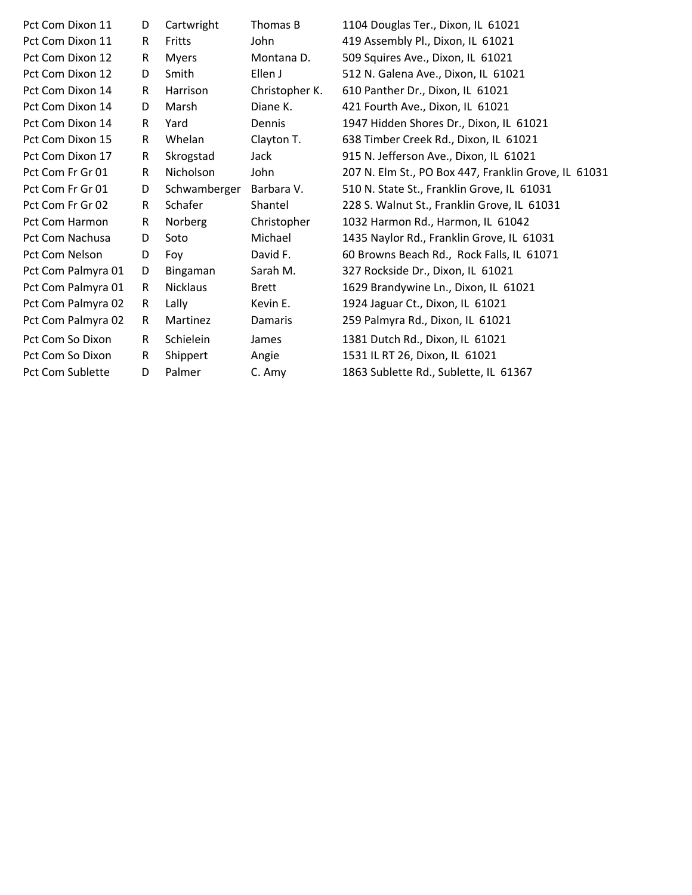| | | | | |
|---|---|---|---|---|
| Pct Com Dixon 11 | D | Cartwright | Thomas B | 1104 Douglas Ter., Dixon, IL 61021 |
| Pct Com Dixon 11 | R | Fritts | John | 419 Assembly Pl., Dixon, IL 61021 |
| Pct Com Dixon 12 | R | Myers | Montana D. | 509 Squires Ave., Dixon, IL 61021 |
| Pct Com Dixon 12 | D | Smith | Ellen J | 512 N. Galena Ave., Dixon, IL 61021 |
| Pct Com Dixon 14 | R | Harrison | Christopher K. | 610 Panther Dr., Dixon, IL 61021 |
| Pct Com Dixon 14 | D | Marsh | Diane K. | 421 Fourth Ave., Dixon, IL 61021 |
| Pct Com Dixon 14 | R | Yard | Dennis | 1947 Hidden Shores Dr., Dixon, IL 61021 |
| Pct Com Dixon 15 | R | Whelan | Clayton T. | 638 Timber Creek Rd., Dixon, IL 61021 |
| Pct Com Dixon 17 | R | Skrogstad | Jack | 915 N. Jefferson Ave., Dixon, IL 61021 |
| Pct Com Fr Gr 01 | R | Nicholson | John | 207 N. Elm St., PO Box 447, Franklin Grove, IL 61031 |
| Pct Com Fr Gr 01 | D | Schwamberger | Barbara V. | 510 N. State St., Franklin Grove, IL 61031 |
| Pct Com Fr Gr 02 | R | Schafer | Shantel | 228 S. Walnut St., Franklin Grove, IL 61031 |
| Pct Com Harmon | R | Norberg | Christopher | 1032 Harmon Rd., Harmon, IL 61042 |
| Pct Com Nachusa | D | Soto | Michael | 1435 Naylor Rd., Franklin Grove, IL 61031 |
| Pct Com Nelson | D | Foy | David F. | 60 Browns Beach Rd., Rock Falls, IL 61071 |
| Pct Com Palmyra 01 | D | Bingaman | Sarah M. | 327 Rockside Dr., Dixon, IL 61021 |
| Pct Com Palmyra 01 | R | Nicklaus | Brett | 1629 Brandywine Ln., Dixon, IL 61021 |
| Pct Com Palmyra 02 | R | Lally | Kevin E. | 1924 Jaguar Ct., Dixon, IL 61021 |
| Pct Com Palmyra 02 | R | Martinez | Damaris | 259 Palmyra Rd., Dixon, IL 61021 |
| Pct Com So Dixon | R | Schielein | James | 1381 Dutch Rd., Dixon, IL 61021 |
| Pct Com So Dixon | R | Shippert | Angie | 1531 IL RT 26, Dixon, IL 61021 |
| Pct Com Sublette | D | Palmer | C. Amy | 1863 Sublette Rd., Sublette, IL 61367 |